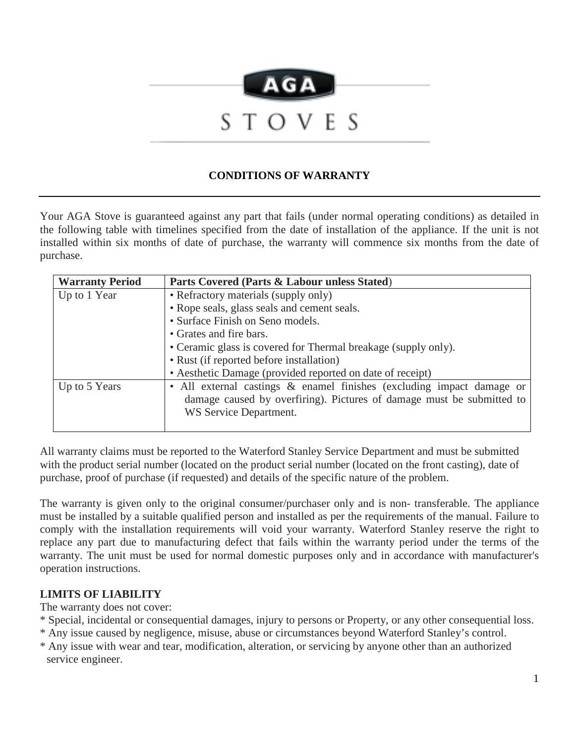AGA

STOVES

## CONDITIONS OF WARRANTY

Your AGA Stove is guaranteed against any part that fails (under normal operating conditions) as detailed in the following table with timelines specified from the date of installation of the appliance. If the unit is not installed within six months of date of purchase, the warranty will commence six months from the date of purchase.

| **Warranty Period** | **Parts Covered (Parts & Labour unless Stated)** |
|---|---|
| Up to 1 Year | • Refractory materials (supply only)<br>• Rope seals, glass seals and cement seals.<br>• Surface Finish on Seno models.<br>• Grates and fire bars.<br>• Ceramic glass is covered for Thermal breakage (supply only).<br>• Rust (if reported before installation)<br>• Aesthetic Damage (provided reported on date of receipt) |
| Up to 5 Years | • All external castings & enamel finishes (excluding impact damage or damage caused by overfiring). Pictures of damage must be submitted to WS Service Department. |

All warranty claims must be reported to the Waterford Stanley Service Department and must be submitted with the product serial number (located on the product serial number (located on the front casting), date of purchase, proof of purchase (if requested) and details of the specific nature of the problem.

The warranty is given only to the original consumer/purchaser only and is non- transferable. The appliance must be installed by a suitable qualified person and installed as per the requirements of the manual. Failure to comply with the installation requirements will void your warranty. Waterford Stanley reserve the right to replace any part due to manufacturing defect that fails within the warranty period under the terms of the warranty. The unit must be used for normal domestic purposes only and in accordance with manufacturer's operation instructions.

**LIMITS OF LIABILITY**

The warranty does not cover:

* Special, incidental or consequential damages, injury to persons or Property, or any other consequential loss.
* Any issue caused by negligence, misuse, abuse or circumstances beyond Waterford Stanley's control.
* Any issue with wear and tear, modification, alteration, or servicing by anyone other than an authorized service engineer.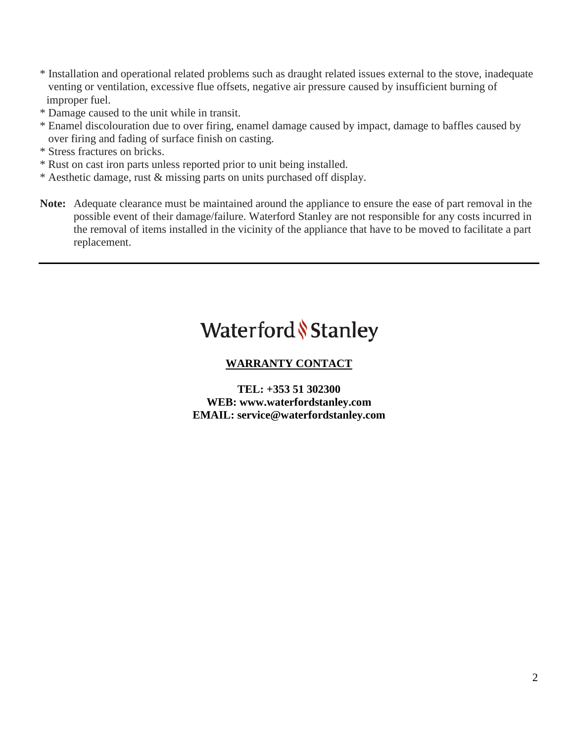* Installation and operational related problems such as draught related issues external to the stove, inadequate venting or ventilation, excessive flue offsets, negative air pressure caused by insufficient burning of improper fuel.
* Damage caused to the unit while in transit.
* Enamel discolouration due to over firing, enamel damage caused by impact, damage to baffles caused by over firing and fading of surface finish on casting.
* Stress fractures on bricks.
* Rust on cast iron parts unless reported prior to unit being installed.
* Aesthetic damage, rust & missing parts on units purchased off display.

**Note:** Adequate clearance must be maintained around the appliance to ensure the ease of part removal in the possible event of their damage/failure. Waterford Stanley are not responsible for any costs incurred in the removal of items installed in the vicinity of the appliance that have to be moved to facilitate a part replacement.

---

Waterford Stanley

**WARRANTY CONTACT**

**TEL: +353 51 302300**
**WEB: www.waterfordstanley.com**
**EMAIL: service@waterfordstanley.com**